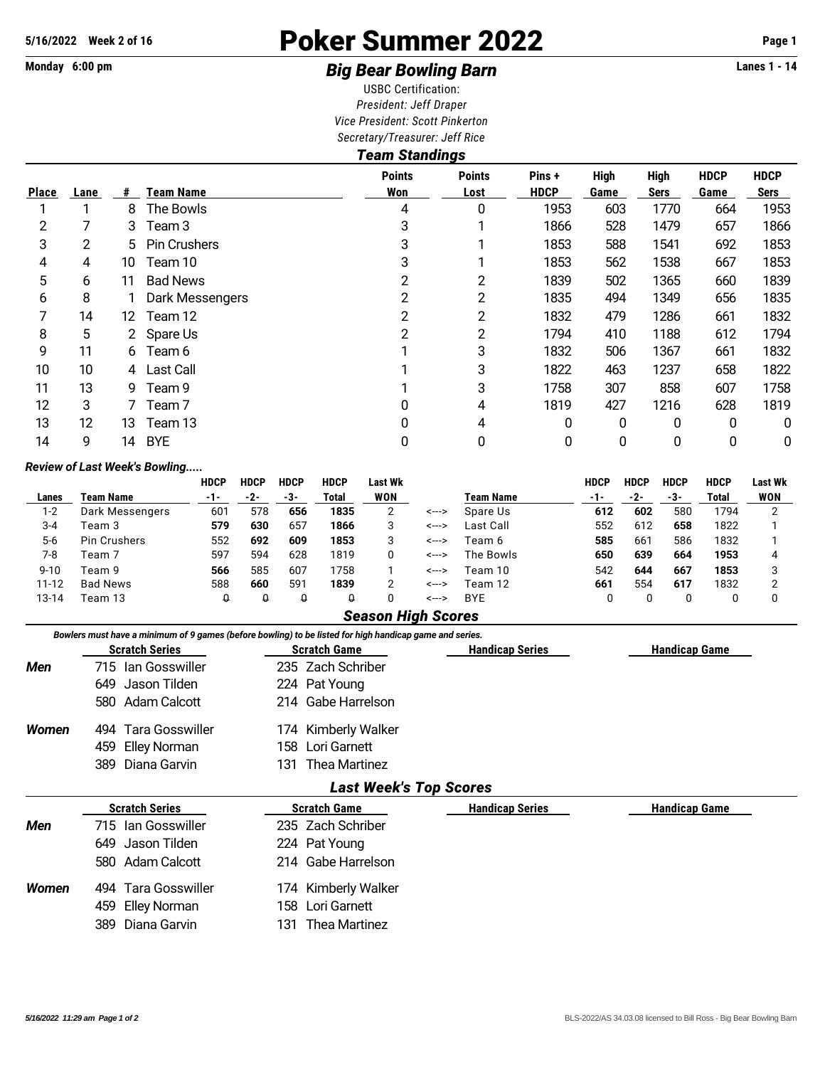5/16/2022 Week 2 of 16

# Poker Summer 2022

Monday 6:00 pm

## *Big Bear Bowling Barn*

Lanes 1 - 14

USBC Certification:
*President: Jeff Draper*
*Vice President: Scott Pinkerton*
*Secretary/Treasurer: Jeff Rice*

### *Team Standings*

| Place | Lane | # | Team Name | Points Won | Points Lost | Pins + HDCP | High Game | High Sers | HDCP Game | HDCP Sers |
|---|---|---|---|---|---|---|---|---|---|---|
| 1 | 1 | 8 | The Bowls | 4 | 0 | 1953 | 603 | 1770 | 664 | 1953 |
| 2 | 7 | 3 | Team 3 | 3 | 1 | 1866 | 528 | 1479 | 657 | 1866 |
| 3 | 2 | 5 | Pin Crushers | 3 | 1 | 1853 | 588 | 1541 | 692 | 1853 |
| 4 | 4 | 10 | Team 10 | 3 | 1 | 1853 | 562 | 1538 | 667 | 1853 |
| 5 | 6 | 11 | Bad News | 2 | 2 | 1839 | 502 | 1365 | 660 | 1839 |
| 6 | 8 | 1 | Dark Messengers | 2 | 2 | 1835 | 494 | 1349 | 656 | 1835 |
| 7 | 14 | 12 | Team 12 | 2 | 2 | 1832 | 479 | 1286 | 661 | 1832 |
| 8 | 5 | 2 | Spare Us | 2 | 2 | 1794 | 410 | 1188 | 612 | 1794 |
| 9 | 11 | 6 | Team 6 | 1 | 3 | 1832 | 506 | 1367 | 661 | 1832 |
| 10 | 10 | 4 | Last Call | 1 | 3 | 1822 | 463 | 1237 | 658 | 1822 |
| 11 | 13 | 9 | Team 9 | 1 | 3 | 1758 | 307 | 858 | 607 | 1758 |
| 12 | 3 | 7 | Team 7 | 0 | 4 | 1819 | 427 | 1216 | 628 | 1819 |
| 13 | 12 | 13 | Team 13 | 0 | 4 | 0 | 0 | 0 | 0 | 0 |
| 14 | 9 | 14 | BYE | 0 | 0 | 0 | 0 | 0 | 0 | 0 |

*Review of Last Week's Bowling.....*

| Lanes | Team Name | HDCP -1- | HDCP -2- | HDCP -3- | HDCP Total | Last Wk WON | | Team Name | HDCP -1- | HDCP -2- | HDCP -3- | HDCP Total | Last Wk WON |
|---|---|---|---|---|---|---|---|---|---|---|---|---|---|
| 1-2 | Dark Messengers | 601 | 578 | **656** | **1835** | 2 | <---> | Spare Us | **612** | **602** | 580 | 1794 | 2 |
| 3-4 | Team 3 | **579** | **630** | 657 | **1866** | 3 | <---> | Last Call | 552 | 612 | **658** | 1822 | 1 |
| 5-6 | Pin Crushers | 552 | **692** | **609** | **1853** | 3 | <---> | Team 6 | **585** | 661 | 586 | 1832 | 1 |
| 7-8 | Team 7 | 597 | 594 | 628 | 1819 | 0 | <---> | The Bowls | **650** | **639** | **664** | **1953** | 4 |
| 9-10 | Team 9 | **566** | 585 | 607 | 1758 | 1 | <---> | Team 10 | 542 | **644** | **667** | **1853** | 3 |
| 11-12 | Bad News | 588 | **660** | 591 | **1839** | 2 | <---> | Team 12 | **661** | 554 | **617** | 1832 | 2 |
| 13-14 | Team 13 | 0 | 0 | 0 | 0 | 0 | <---> | BYE | 0 | 0 | 0 | 0 | 0 |

### *Season High Scores*

*Bowlers must have a minimum of 9 games (before bowling) to be listed for high handicap game and series.*

| | Scratch Series | Scratch Game | Handicap Series | Handicap Game |
|---|---|---|---|---|
| ***Men*** | 715 Ian Gosswiller | 235 Zach Schriber | | |
| | 649 Jason Tilden | 224 Pat Young | | |
| | 580 Adam Calcott | 214 Gabe Harrelson | | |
| ***Women*** | 494 Tara Gosswiller | 174 Kimberly Walker | | |
| | 459 Elley Norman | 158 Lori Garnett | | |
| | 389 Diana Garvin | 131 Thea Martinez | | |

### *Last Week's Top Scores*

| | Scratch Series | Scratch Game | Handicap Series | Handicap Game |
|---|---|---|---|---|
| ***Men*** | 715 Ian Gosswiller | 235 Zach Schriber | | |
| | 649 Jason Tilden | 224 Pat Young | | |
| | 580 Adam Calcott | 214 Gabe Harrelson | | |
| ***Women*** | 494 Tara Gosswiller | 174 Kimberly Walker | | |
| | 459 Elley Norman | 158 Lori Garnett | | |
| | 389 Diana Garvin | 131 Thea Martinez | | |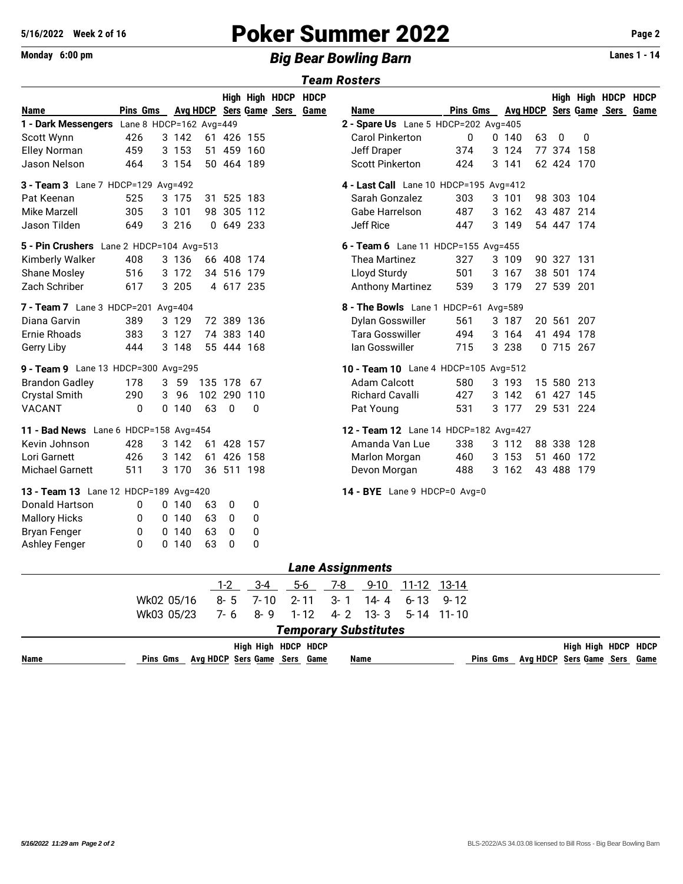# Poker Summer 2022

5/16/2022 Week 2 of 16

Monday 6:00 pm

## *Big Bear Bowling Barn*

Lanes 1 - 14

### *Team Rosters*

| Name | Pins | Gms | Avg | HDCP | High Sers | High Game | HDCP Sers | HDCP Game |
|---|---|---|---|---|---|---|---|---|
| **1 - Dark Messengers** Lane 8 HDCP=162 Avg=449 | | | | | | | | |
| Scott Wynn | 426 | 3 | 142 | 61 | 426 | 155 | | |
| Elley Norman | 459 | 3 | 153 | 51 | 459 | 160 | | |
| Jason Nelson | 464 | 3 | 154 | 50 | 464 | 189 | | |
| **2 - Spare Us** Lane 5 HDCP=202 Avg=405 | | | | | | | | |
| Carol Pinkerton | 0 | 0 | 140 | 63 | 0 | 0 | | |
| Jeff Draper | 374 | 3 | 124 | 77 | 374 | 158 | | |
| Scott Pinkerton | 424 | 3 | 141 | 62 | 424 | 170 | | |
| **3 - Team 3** Lane 7 HDCP=129 Avg=492 | | | | | | | | |
| Pat Keenan | 525 | 3 | 175 | 31 | 525 | 183 | | |
| Mike Marzell | 305 | 3 | 101 | 98 | 305 | 112 | | |
| Jason Tilden | 649 | 3 | 216 | 0 | 649 | 233 | | |
| **4 - Last Call** Lane 10 HDCP=195 Avg=412 | | | | | | | | |
| Sarah Gonzalez | 303 | 3 | 101 | 98 | 303 | 104 | | |
| Gabe Harrelson | 487 | 3 | 162 | 43 | 487 | 214 | | |
| Jeff Rice | 447 | 3 | 149 | 54 | 447 | 174 | | |
| **5 - Pin Crushers** Lane 2 HDCP=104 Avg=513 | | | | | | | | |
| Kimberly Walker | 408 | 3 | 136 | 66 | 408 | 174 | | |
| Shane Mosley | 516 | 3 | 172 | 34 | 516 | 179 | | |
| Zach Schriber | 617 | 3 | 205 | 4 | 617 | 235 | | |
| **6 - Team 6** Lane 11 HDCP=155 Avg=455 | | | | | | | | |
| Thea Martinez | 327 | 3 | 109 | 90 | 327 | 131 | | |
| Lloyd Sturdy | 501 | 3 | 167 | 38 | 501 | 174 | | |
| Anthony Martinez | 539 | 3 | 179 | 27 | 539 | 201 | | |
| **7 - Team 7** Lane 3 HDCP=201 Avg=404 | | | | | | | | |
| Diana Garvin | 389 | 3 | 129 | 72 | 389 | 136 | | |
| Ernie Rhoads | 383 | 3 | 127 | 74 | 383 | 140 | | |
| Gerry Liby | 444 | 3 | 148 | 55 | 444 | 168 | | |
| **8 - The Bowls** Lane 1 HDCP=61 Avg=589 | | | | | | | | |
| Dylan Gosswiller | 561 | 3 | 187 | 20 | 561 | 207 | | |
| Tara Gosswiller | 494 | 3 | 164 | 41 | 494 | 178 | | |
| Ian Gosswiller | 715 | 3 | 238 | 0 | 715 | 267 | | |
| **9 - Team 9** Lane 13 HDCP=300 Avg=295 | | | | | | | | |
| Brandon Gadley | 178 | 3 | 59 | 135 | 178 | 67 | | |
| Crystal Smith | 290 | 3 | 96 | 102 | 290 | 110 | | |
| VACANT | 0 | 0 | 140 | 63 | 0 | 0 | | |
| **10 - Team 10** Lane 4 HDCP=105 Avg=512 | | | | | | | | |
| Adam Calcott | 580 | 3 | 193 | 15 | 580 | 213 | | |
| Richard Cavalli | 427 | 3 | 142 | 61 | 427 | 145 | | |
| Pat Young | 531 | 3 | 177 | 29 | 531 | 224 | | |
| **11 - Bad News** Lane 6 HDCP=158 Avg=454 | | | | | | | | |
| Kevin Johnson | 428 | 3 | 142 | 61 | 428 | 157 | | |
| Lori Garnett | 426 | 3 | 142 | 61 | 426 | 158 | | |
| Michael Garnett | 511 | 3 | 170 | 36 | 511 | 198 | | |
| **12 - Team 12** Lane 14 HDCP=182 Avg=427 | | | | | | | | |
| Amanda Van Lue | 338 | 3 | 112 | 88 | 338 | 128 | | |
| Marlon Morgan | 460 | 3 | 153 | 51 | 460 | 172 | | |
| Devon Morgan | 488 | 3 | 162 | 43 | 488 | 179 | | |
| **13 - Team 13** Lane 12 HDCP=189 Avg=420 | | | | | | | | |
| Donald Hartson | 0 | 0 | 140 | 63 | 0 | 0 | | |
| Mallory Hicks | 0 | 0 | 140 | 63 | 0 | 0 | | |
| Bryan Fenger | 0 | 0 | 140 | 63 | 0 | 0 | | |
| Ashley Fenger | 0 | 0 | 140 | 63 | 0 | 0 | | |
| **14 - BYE** Lane 9 HDCP=0 Avg=0 | | | | | | | | |

### *Lane Assignments*

| | 1-2 | 3-4 | 5-6 | 7-8 | 9-10 | 11-12 | 13-14 |
|---|---|---|---|---|---|---|---|
| Wk02 05/16 | 8- 5 | 7- 10 | 2- 11 | 3- 1 | 14- 4 | 6- 13 | 9- 12 |
| Wk03 05/23 | 7- 6 | 8- 9 | 1- 12 | 4- 2 | 13- 3 | 5- 14 | 11- 10 |

### *Temporary Substitutes*

| Name | Pins | Gms | Avg | HDCP | High Sers | High Game | HDCP Sers | HDCP Game |
|---|---|---|---|---|---|---|---|---|

5/16/2022 11:29 am Page 2 of 2

BLS-2022/AS 34.03.08 licensed to Bill Ross - Big Bear Bowling Barn